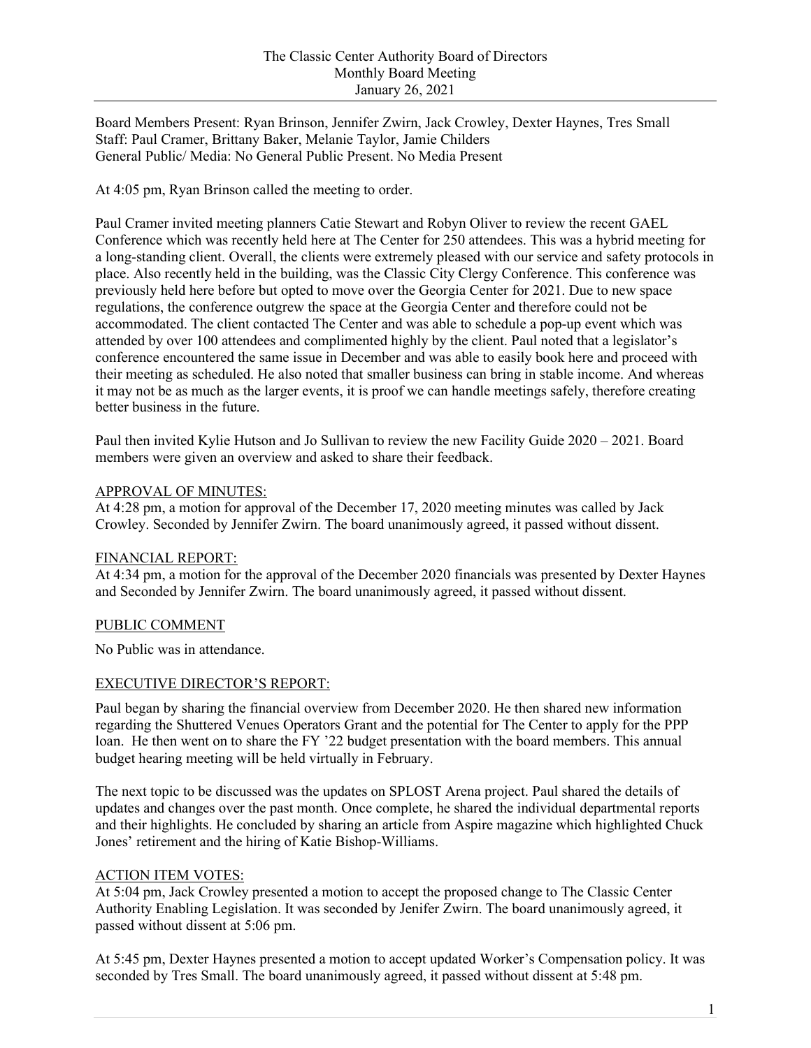# The Classic Center Authority Board of Directors
## Monthly Board Meeting
### January 26, 2021

Board Members Present: Ryan Brinson, Jennifer Zwirn, Jack Crowley, Dexter Haynes, Tres Small
Staff: Paul Cramer, Brittany Baker, Melanie Taylor, Jamie Childers
General Public/ Media: No General Public Present. No Media Present

At 4:05 pm, Ryan Brinson called the meeting to order.

Paul Cramer invited meeting planners Catie Stewart and Robyn Oliver to review the recent GAEL Conference which was recently held here at The Center for 250 attendees. This was a hybrid meeting for a long-standing client. Overall, the clients were extremely pleased with our service and safety protocols in place. Also recently held in the building, was the Classic City Clergy Conference. This conference was previously held here before but opted to move over the Georgia Center for 2021. Due to new space regulations, the conference outgrew the space at the Georgia Center and therefore could not be accommodated. The client contacted The Center and was able to schedule a pop-up event which was attended by over 100 attendees and complimented highly by the client. Paul noted that a legislator's conference encountered the same issue in December and was able to easily book here and proceed with their meeting as scheduled. He also noted that smaller business can bring in stable income. And whereas it may not be as much as the larger events, it is proof we can handle meetings safely, therefore creating better business in the future.

Paul then invited Kylie Hutson and Jo Sullivan to review the new Facility Guide 2020 – 2021. Board members were given an overview and asked to share their feedback.

APPROVAL OF MINUTES:
At 4:28 pm, a motion for approval of the December 17, 2020 meeting minutes was called by Jack Crowley. Seconded by Jennifer Zwirn. The board unanimously agreed, it passed without dissent.

FINANCIAL REPORT:
At 4:34 pm, a motion for the approval of the December 2020 financials was presented by Dexter Haynes and Seconded by Jennifer Zwirn. The board unanimously agreed, it passed without dissent.

PUBLIC COMMENT

No Public was in attendance.

EXECUTIVE DIRECTOR'S REPORT:

Paul began by sharing the financial overview from December 2020. He then shared new information regarding the Shuttered Venues Operators Grant and the potential for The Center to apply for the PPP loan. He then went on to share the FY '22 budget presentation with the board members. This annual budget hearing meeting will be held virtually in February.

The next topic to be discussed was the updates on SPLOST Arena project. Paul shared the details of updates and changes over the past month. Once complete, he shared the individual departmental reports and their highlights. He concluded by sharing an article from Aspire magazine which highlighted Chuck Jones' retirement and the hiring of Katie Bishop-Williams.

ACTION ITEM VOTES:
At 5:04 pm, Jack Crowley presented a motion to accept the proposed change to The Classic Center Authority Enabling Legislation. It was seconded by Jenifer Zwirn. The board unanimously agreed, it passed without dissent at 5:06 pm.

At 5:45 pm, Dexter Haynes presented a motion to accept updated Worker's Compensation policy. It was seconded by Tres Small. The board unanimously agreed, it passed without dissent at 5:48 pm.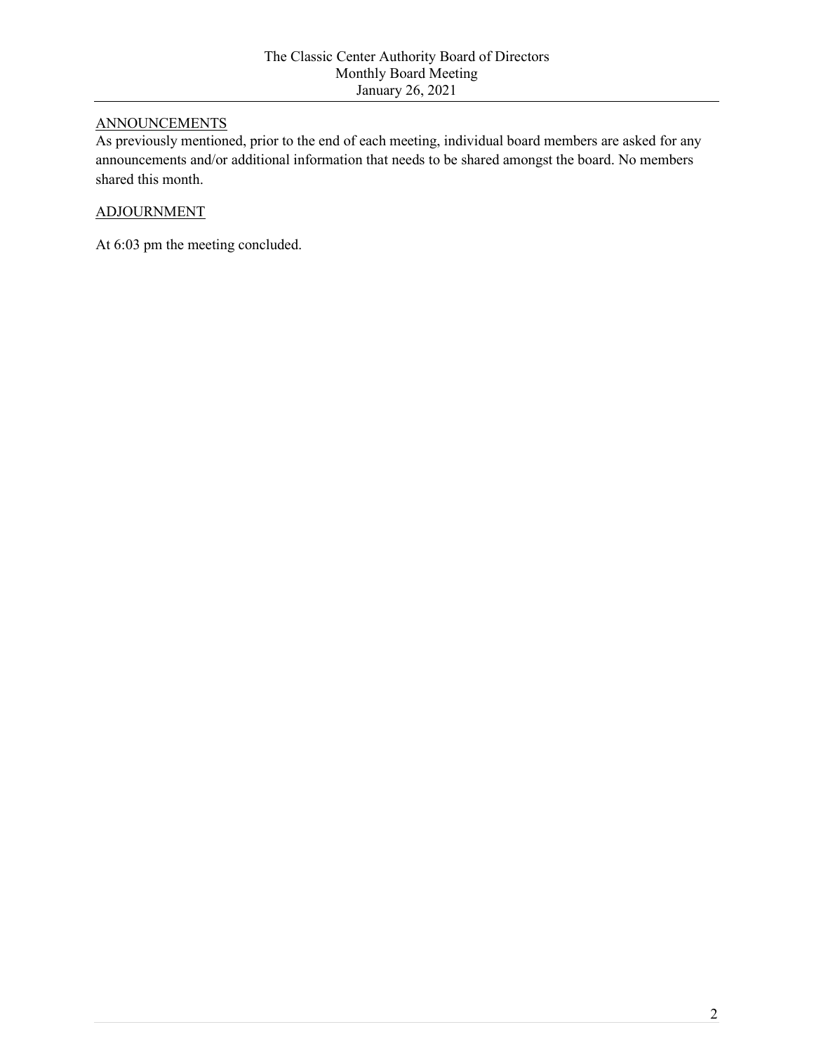ANNOUNCEMENTS

As previously mentioned, prior to the end of each meeting, individual board members are asked for any announcements and/or additional information that needs to be shared amongst the board. No members shared this month.

ADJOURNMENT

At 6:03 pm the meeting concluded.